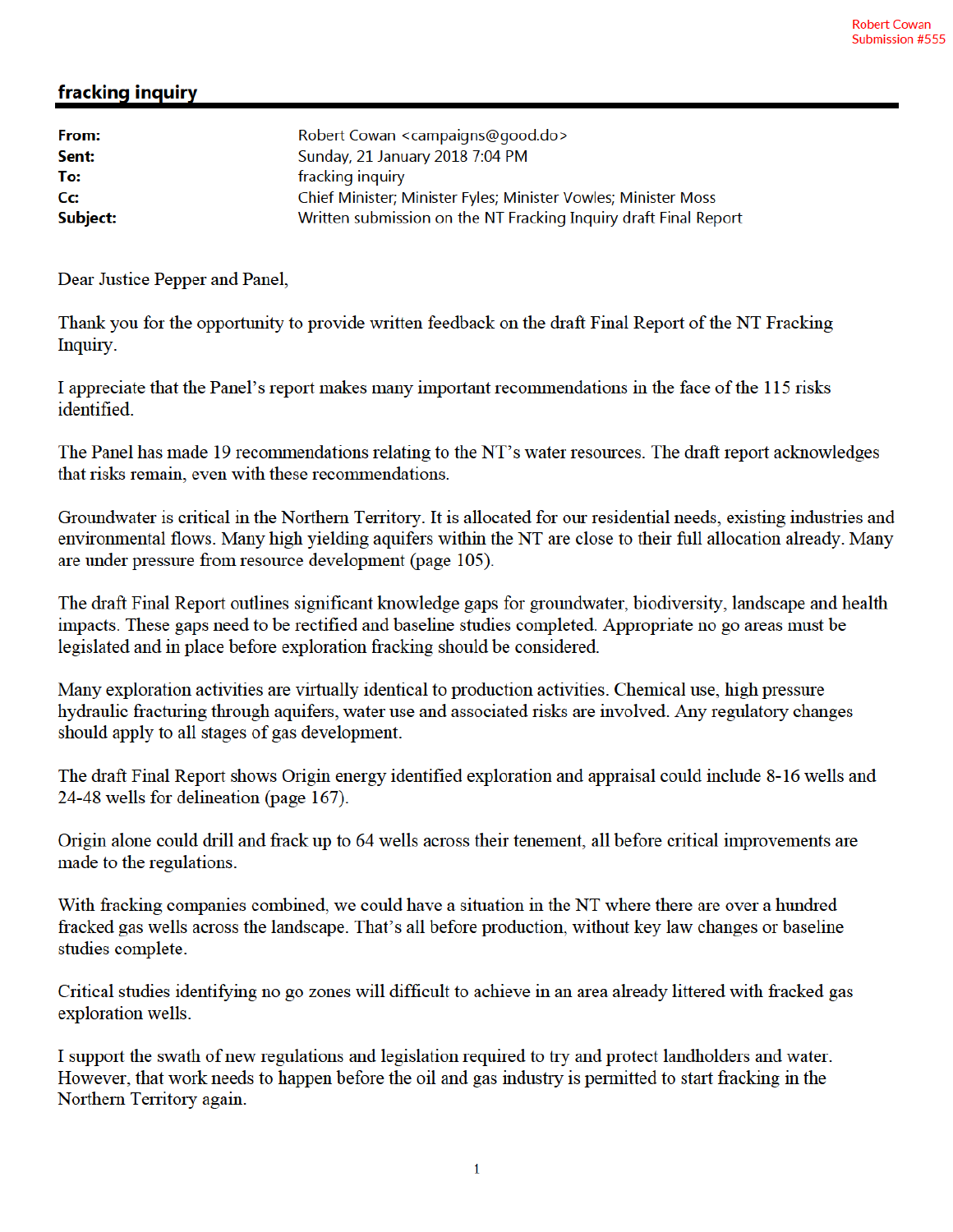Robert Cowan
Submission #555

## fracking inquiry

| | |
|---|---|
| **From:** | Robert Cowan <campaigns@good.do> |
| **Sent:** | Sunday, 21 January 2018 7:04 PM |
| **To:** | fracking inquiry |
| **Cc:** | Chief Minister; Minister Fyles; Minister Vowles; Minister Moss |
| **Subject:** | Written submission on the NT Fracking Inquiry draft Final Report |

Dear Justice Pepper and Panel,

Thank you for the opportunity to provide written feedback on the draft Final Report of the NT Fracking Inquiry.

I appreciate that the Panel's report makes many important recommendations in the face of the 115 risks identified.

The Panel has made 19 recommendations relating to the NT's water resources. The draft report acknowledges that risks remain, even with these recommendations.

Groundwater is critical in the Northern Territory. It is allocated for our residential needs, existing industries and environmental flows. Many high yielding aquifers within the NT are close to their full allocation already. Many are under pressure from resource development (page 105).

The draft Final Report outlines significant knowledge gaps for groundwater, biodiversity, landscape and health impacts. These gaps need to be rectified and baseline studies completed. Appropriate no go areas must be legislated and in place before exploration fracking should be considered.

Many exploration activities are virtually identical to production activities. Chemical use, high pressure hydraulic fracturing through aquifers, water use and associated risks are involved. Any regulatory changes should apply to all stages of gas development.

The draft Final Report shows Origin energy identified exploration and appraisal could include 8-16 wells and 24-48 wells for delineation (page 167).

Origin alone could drill and frack up to 64 wells across their tenement, all before critical improvements are made to the regulations.

With fracking companies combined, we could have a situation in the NT where there are over a hundred fracked gas wells across the landscape. That's all before production, without key law changes or baseline studies complete.

Critical studies identifying no go zones will difficult to achieve in an area already littered with fracked gas exploration wells.

I support the swath of new regulations and legislation required to try and protect landholders and water. However, that work needs to happen before the oil and gas industry is permitted to start fracking in the Northern Territory again.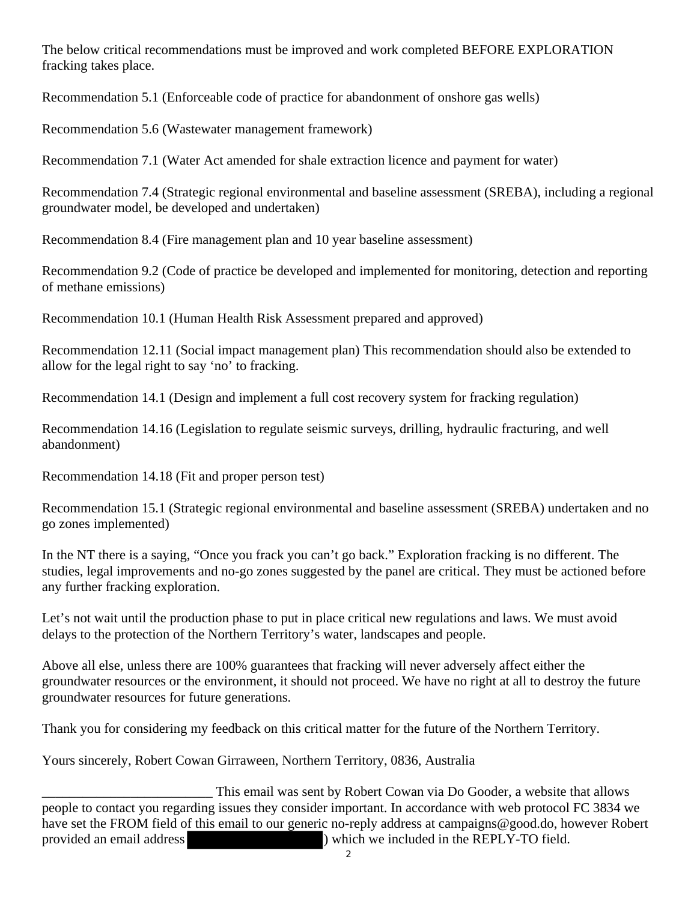The below critical recommendations must be improved and work completed BEFORE EXPLORATION fracking takes place.

Recommendation 5.1 (Enforceable code of practice for abandonment of onshore gas wells)

Recommendation 5.6 (Wastewater management framework)

Recommendation 7.1 (Water Act amended for shale extraction licence and payment for water)

Recommendation 7.4 (Strategic regional environmental and baseline assessment (SREBA), including a regional groundwater model, be developed and undertaken)

Recommendation 8.4 (Fire management plan and 10 year baseline assessment)

Recommendation 9.2 (Code of practice be developed and implemented for monitoring, detection and reporting of methane emissions)

Recommendation 10.1 (Human Health Risk Assessment prepared and approved)

Recommendation 12.11 (Social impact management plan) This recommendation should also be extended to allow for the legal right to say 'no' to fracking.

Recommendation 14.1 (Design and implement a full cost recovery system for fracking regulation)

Recommendation 14.16 (Legislation to regulate seismic surveys, drilling, hydraulic fracturing, and well abandonment)

Recommendation 14.18 (Fit and proper person test)

Recommendation 15.1 (Strategic regional environmental and baseline assessment (SREBA) undertaken and no go zones implemented)

In the NT there is a saying, "Once you frack you can't go back." Exploration fracking is no different. The studies, legal improvements and no-go zones suggested by the panel are critical. They must be actioned before any further fracking exploration.

Let's not wait until the production phase to put in place critical new regulations and laws. We must avoid delays to the protection of the Northern Territory's water, landscapes and people.

Above all else, unless there are 100% guarantees that fracking will never adversely affect either the groundwater resources or the environment, it should not proceed. We have no right at all to destroy the future groundwater resources for future generations.

Thank you for considering my feedback on this critical matter for the future of the Northern Territory.

Yours sincerely, Robert Cowan Girraween, Northern Territory, 0836, Australia

_________________________ This email was sent by Robert Cowan via Do Gooder, a website that allows people to contact you regarding issues they consider important. In accordance with web protocol FC 3834 we have set the FROM field of this email to our generic no-reply address at campaigns@good.do, however Robert provided an email address [redacted]) which we included in the REPLY-TO field.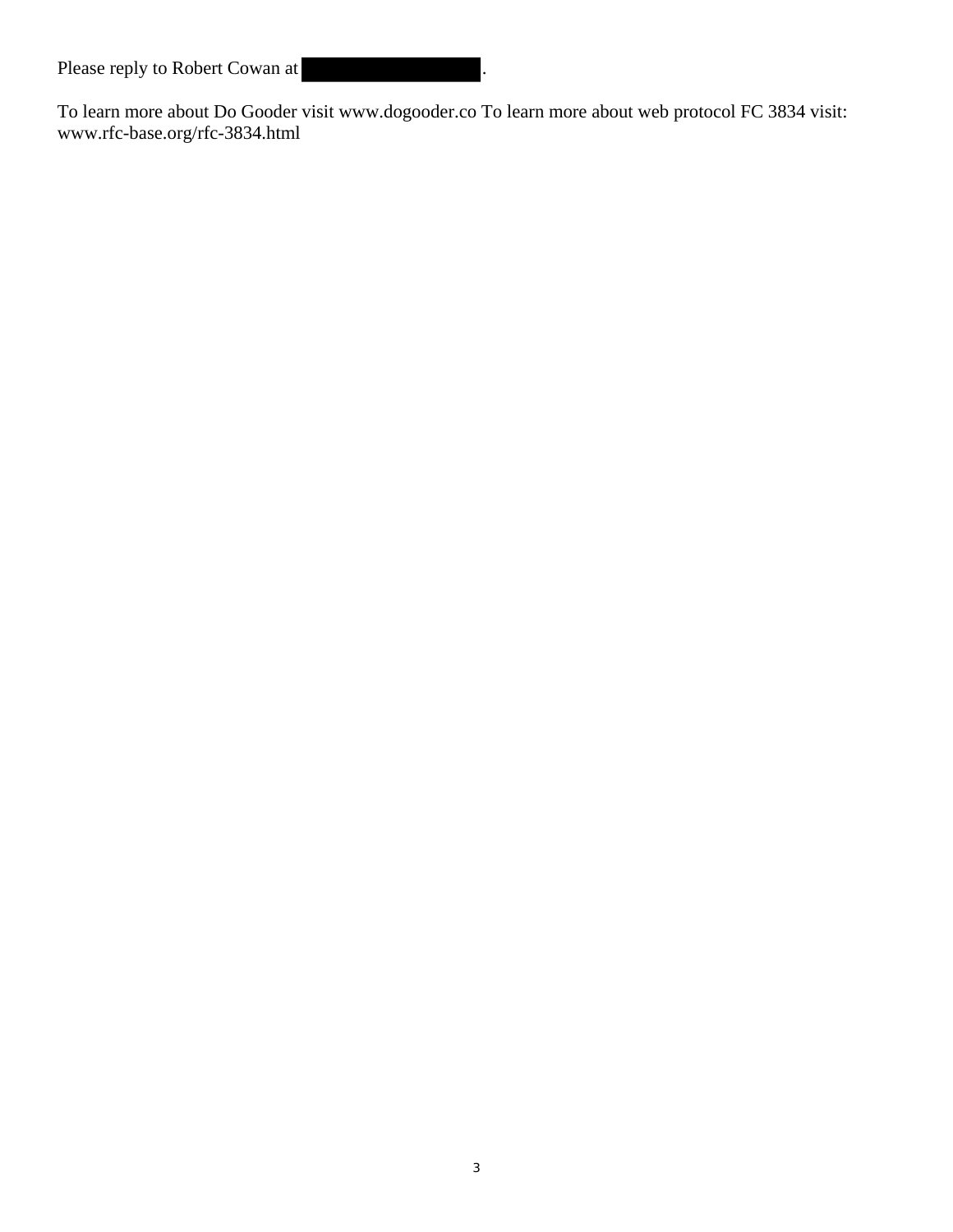Please reply to Robert Cowan at [REDACTED].

To learn more about Do Gooder visit www.dogooder.co To learn more about web protocol FC 3834 visit: www.rfc-base.org/rfc-3834.html